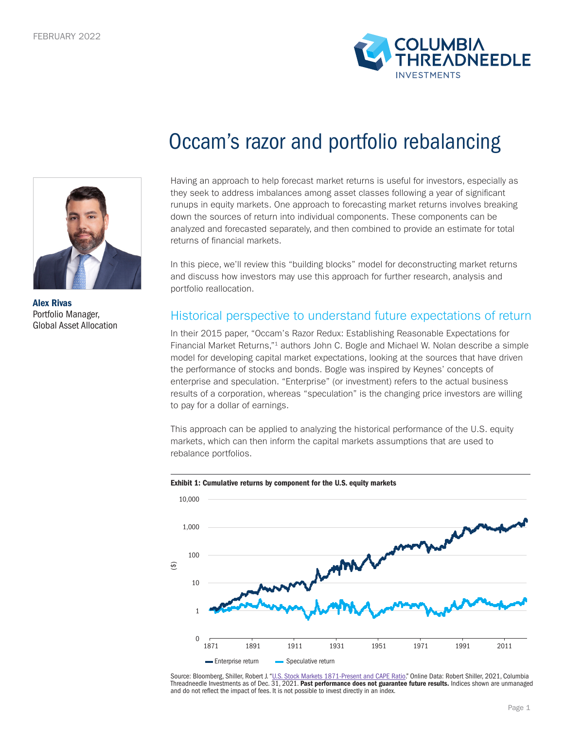FEBRUARY 2022

# Occam's razor and portfolio rebalancing

**Alex Rivas**
Portfolio Manager,
Global Asset Allocation

Having an approach to help forecast market returns is useful for investors, especially as they seek to address imbalances among asset classes following a year of significant runups in equity markets. One approach to forecasting market returns involves breaking down the sources of return into individual components. These components can be analyzed and forecasted separately, and then combined to provide an estimate for total returns of financial markets.

In this piece, we'll review this "building blocks" model for deconstructing market returns and discuss how investors may use this approach for further research, analysis and portfolio reallocation.

## Historical perspective to understand future expectations of return

In their 2015 paper, "Occam's Razor Redux: Establishing Reasonable Expectations for Financial Market Returns,"[1] authors John C. Bogle and Michael W. Nolan describe a simple model for developing capital market expectations, looking at the sources that have driven the performance of stocks and bonds. Bogle was inspired by Keynes' concepts of enterprise and speculation. "Enterprise" (or investment) refers to the actual business results of a corporation, whereas "speculation" is the changing price investors are willing to pay for a dollar of earnings.

This approach can be applied to analyzing the historical performance of the U.S. equity markets, which can then inform the capital markets assumptions that are used to rebalance portfolios.

**Exhibit 1: Cumulative returns by component for the U.S. equity markets**

Source: Bloomberg, Shiller, Robert J. "U.S. Stock Markets 1871-Present and CAPE Ratio." Online Data: Robert Shiller, 2021, Columbia Threadneedle Investments as of Dec. 31, 2021. **Past performance does not guarantee future results.** Indices shown are unmanaged and do not reflect the impact of fees. It is not possible to invest directly in an index.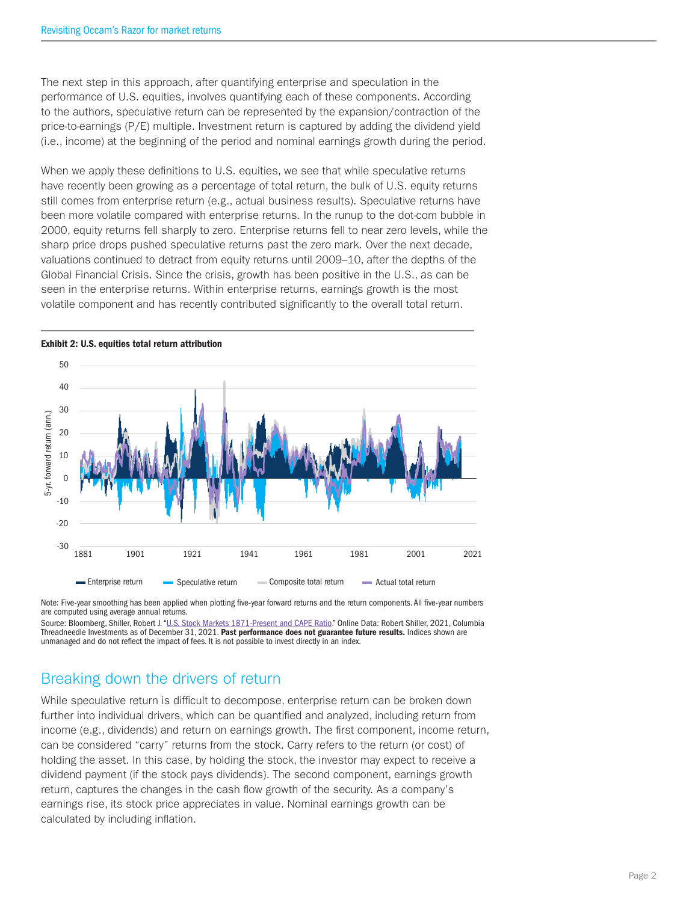The next step in this approach, after quantifying enterprise and speculation in the performance of U.S. equities, involves quantifying each of these components. According to the authors, speculative return can be represented by the expansion/contraction of the price-to-earnings (P/E) multiple. Investment return is captured by adding the dividend yield (i.e., income) at the beginning of the period and nominal earnings growth during the period.

When we apply these definitions to U.S. equities, we see that while speculative returns have recently been growing as a percentage of total return, the bulk of U.S. equity returns still comes from enterprise return (e.g., actual business results). Speculative returns have been more volatile compared with enterprise returns. In the runup to the dot-com bubble in 2000, equity returns fell sharply to zero. Enterprise returns fell to near zero levels, while the sharp price drops pushed speculative returns past the zero mark. Over the next decade, valuations continued to detract from equity returns until 2009–10, after the depths of the Global Financial Crisis. Since the crisis, growth has been positive in the U.S., as can be seen in the enterprise returns. Within enterprise returns, earnings growth is the most volatile component and has recently contributed significantly to the overall total return.

**Exhibit 2: U.S. equities total return attribution**

Note: Five-year smoothing has been applied when plotting five-year forward returns and the return components. All five-year numbers are computed using average annual returns.

Source: Bloomberg, Shiller, Robert J. "U.S. Stock Markets 1871-Present and CAPE Ratio." Online Data: Robert Shiller, 2021, Columbia Threadneedle Investments as of December 31, 2021. **Past performance does not guarantee future results.** Indices shown are unmanaged and do not reflect the impact of fees. It is not possible to invest directly in an index.

## Breaking down the drivers of return

While speculative return is difficult to decompose, enterprise return can be broken down further into individual drivers, which can be quantified and analyzed, including return from income (e.g., dividends) and return on earnings growth. The first component, income return, can be considered "carry" returns from the stock. Carry refers to the return (or cost) of holding the asset. In this case, by holding the stock, the investor may expect to receive a dividend payment (if the stock pays dividends). The second component, earnings growth return, captures the changes in the cash flow growth of the security. As a company's earnings rise, its stock price appreciates in value. Nominal earnings growth can be calculated by including inflation.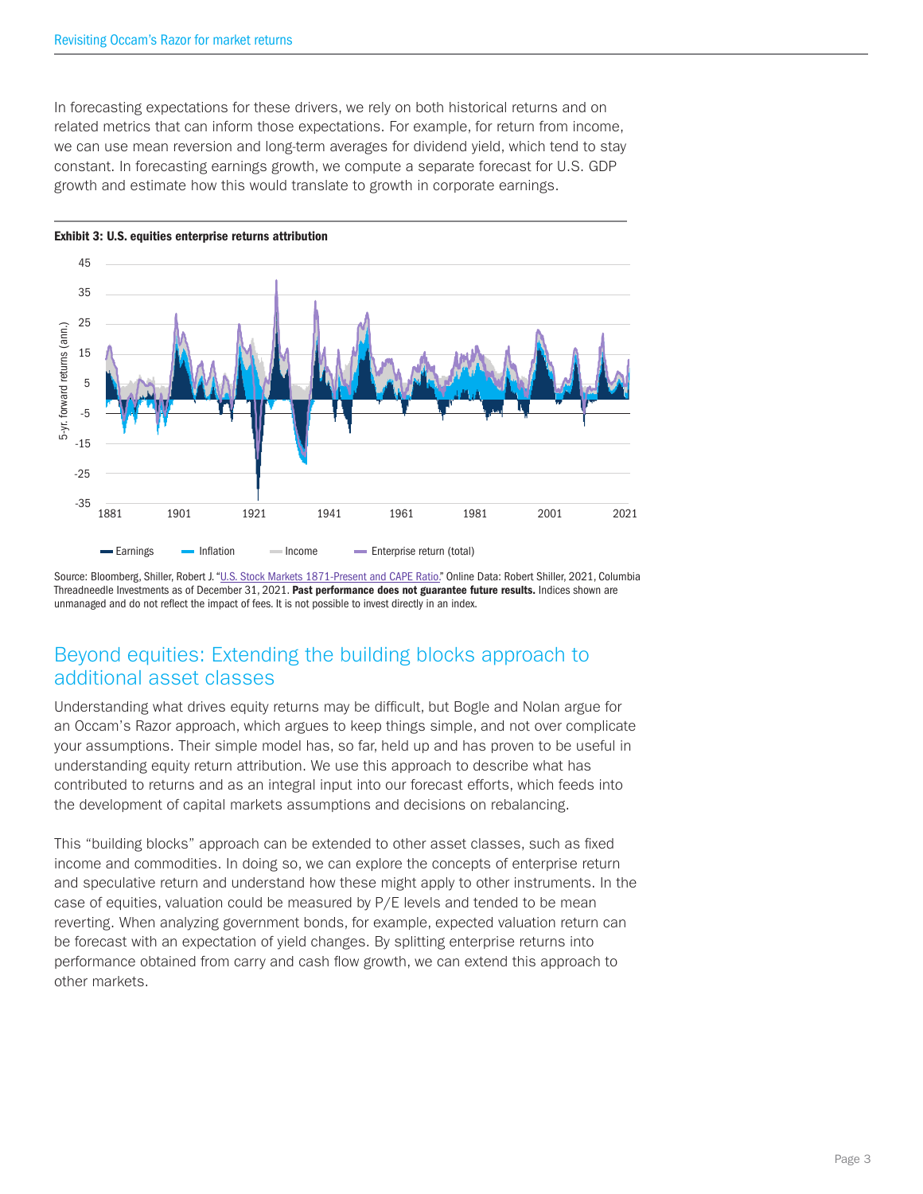In forecasting expectations for these drivers, we rely on both historical returns and on related metrics that can inform those expectations. For example, for return from income, we can use mean reversion and long-term averages for dividend yield, which tend to stay constant. In forecasting earnings growth, we compute a separate forecast for U.S. GDP growth and estimate how this would translate to growth in corporate earnings.

**Exhibit 3: U.S. equities enterprise returns attribution**

Source: Bloomberg, Shiller, Robert J. "U.S. Stock Markets 1871-Present and CAPE Ratio." Online Data: Robert Shiller, 2021, Columbia Threadneedle Investments as of December 31, 2021. **Past performance does not guarantee future results.** Indices shown are unmanaged and do not reflect the impact of fees. It is not possible to invest directly in an index.

## Beyond equities: Extending the building blocks approach to additional asset classes

Understanding what drives equity returns may be difficult, but Bogle and Nolan argue for an Occam's Razor approach, which argues to keep things simple, and not over complicate your assumptions. Their simple model has, so far, held up and has proven to be useful in understanding equity return attribution. We use this approach to describe what has contributed to returns and as an integral input into our forecast efforts, which feeds into the development of capital markets assumptions and decisions on rebalancing.

This "building blocks" approach can be extended to other asset classes, such as fixed income and commodities. In doing so, we can explore the concepts of enterprise return and speculative return and understand how these might apply to other instruments. In the case of equities, valuation could be measured by P/E levels and tended to be mean reverting. When analyzing government bonds, for example, expected valuation return can be forecast with an expectation of yield changes. By splitting enterprise returns into performance obtained from carry and cash flow growth, we can extend this approach to other markets.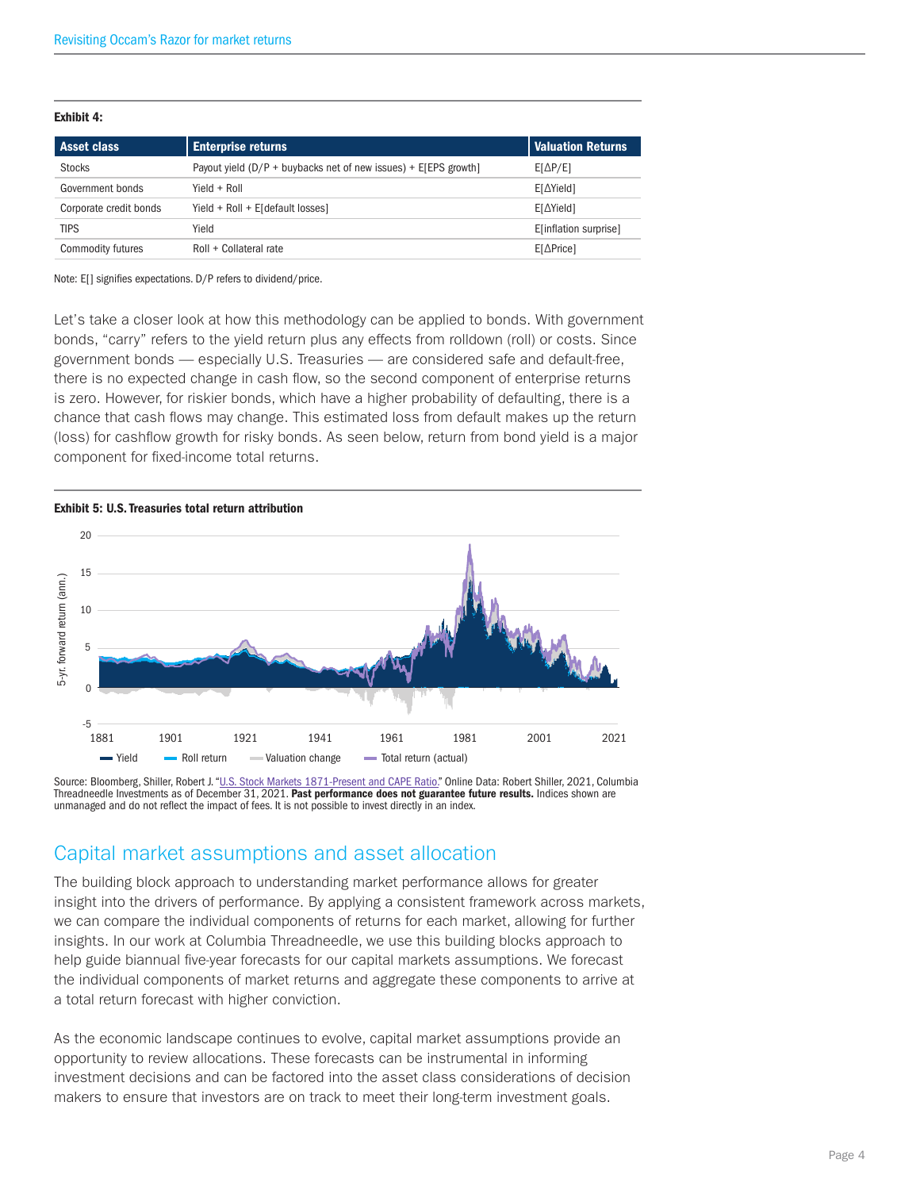**Exhibit 4:**

| Asset class | Enterprise returns | Valuation Returns |
|---|---|---|
| Stocks | Payout yield (D/P + buybacks net of new issues) + E[EPS growth] | E[ΔP/E] |
| Government bonds | Yield + Roll | E[ΔYield] |
| Corporate credit bonds | Yield + Roll + E[default losses] | E[ΔYield] |
| TIPS | Yield | E[inflation surprise] |
| Commodity futures | Roll + Collateral rate | E[ΔPrice] |

Note: E[] signifies expectations. D/P refers to dividend/price.

Let's take a closer look at how this methodology can be applied to bonds. With government bonds, "carry" refers to the yield return plus any effects from rolldown (roll) or costs. Since government bonds — especially U.S. Treasuries — are considered safe and default-free, there is no expected change in cash flow, so the second component of enterprise returns is zero. However, for riskier bonds, which have a higher probability of defaulting, there is a chance that cash flows may change. This estimated loss from default makes up the return (loss) for cashflow growth for risky bonds. As seen below, return from bond yield is a major component for fixed-income total returns.

**Exhibit 5: U.S. Treasuries total return attribution**

Source: Bloomberg, Shiller, Robert J. "U.S. Stock Markets 1871-Present and CAPE Ratio." Online Data: Robert Shiller, 2021, Columbia Threadneedle Investments as of December 31, 2021. **Past performance does not guarantee future results.** Indices shown are unmanaged and do not reflect the impact of fees. It is not possible to invest directly in an index.

## Capital market assumptions and asset allocation

The building block approach to understanding market performance allows for greater insight into the drivers of performance. By applying a consistent framework across markets, we can compare the individual components of returns for each market, allowing for further insights. In our work at Columbia Threadneedle, we use this building blocks approach to help guide biannual five-year forecasts for our capital markets assumptions. We forecast the individual components of market returns and aggregate these components to arrive at a total return forecast with higher conviction.

As the economic landscape continues to evolve, capital market assumptions provide an opportunity to review allocations. These forecasts can be instrumental in informing investment decisions and can be factored into the asset class considerations of decision makers to ensure that investors are on track to meet their long-term investment goals.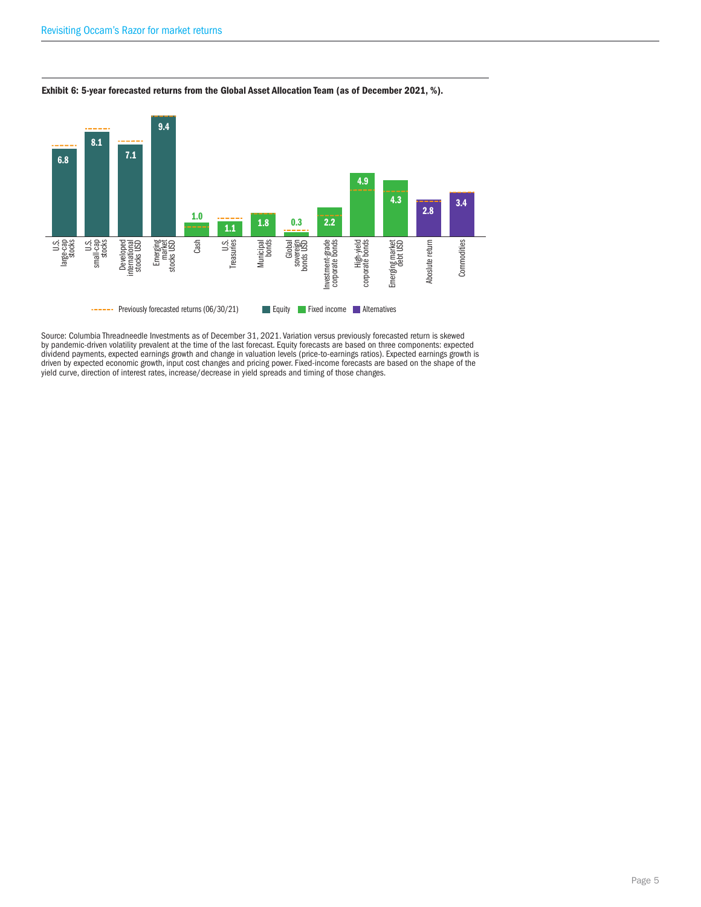**Exhibit 6: 5-year forecasted returns from the Global Asset Allocation Team (as of December 2021, %).**

| Asset class | Category | Forecasted return (%) |
|---|---|---|
| U.S. large-cap stocks | Equity | 6.8 |
| U.S. small-cap stocks | Equity | 8.1 |
| Developed international stocks USD | Equity | 7.1 |
| Emerging market stocks USD | Equity | 9.4 |
| Cash | Fixed income | 1.0 |
| U.S. Treasuries | Fixed income | 1.1 |
| Municipal bonds | Fixed income | 1.8 |
| Global sovereign bonds USD | Fixed income | 0.3 |
| Investment-grade corporate bonds | Fixed income | 2.2 |
| High-yield corporate bonds | Fixed income | 4.9 |
| Emerging market debt USD | Fixed income | 4.3 |
| Absolute return | Alternatives | 2.8 |
| Commodities | Alternatives | 3.4 |

Previously forecasted returns (06/30/21) ■ Equity ■ Fixed income ■ Alternatives

Source: Columbia Threadneedle Investments as of December 31, 2021. Variation versus previously forecasted return is skewed by pandemic-driven volatility prevalent at the time of the last forecast. Equity forecasts are based on three components: expected dividend payments, expected earnings growth and change in valuation levels (price-to-earnings ratios). Expected earnings growth is driven by expected economic growth, input cost changes and pricing power. Fixed-income forecasts are based on the shape of the yield curve, direction of interest rates, increase/decrease in yield spreads and timing of those changes.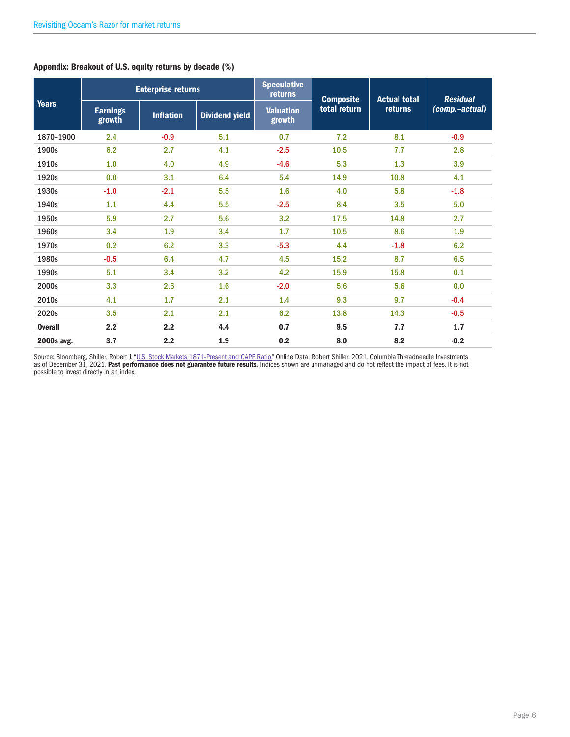**Appendix: Breakout of U.S. equity returns by decade (%)**

| Years | Enterprise returns | | | Speculative returns | Composite total return | Actual total returns | *Residual (comp.–actual)* |
|---|---|---|---|---|---|---|---|
| | Earnings growth | Inflation | Dividend yield | Valuation growth | | | |
| 1870–1900 | 2.4 | -0.9 | 5.1 | 0.7 | 7.2 | 8.1 | -0.9 |
| 1900s | 6.2 | 2.7 | 4.1 | -2.5 | 10.5 | 7.7 | 2.8 |
| 1910s | 1.0 | 4.0 | 4.9 | -4.6 | 5.3 | 1.3 | 3.9 |
| 1920s | 0.0 | 3.1 | 6.4 | 5.4 | 14.9 | 10.8 | 4.1 |
| 1930s | -1.0 | -2.1 | 5.5 | 1.6 | 4.0 | 5.8 | -1.8 |
| 1940s | 1.1 | 4.4 | 5.5 | -2.5 | 8.4 | 3.5 | 5.0 |
| 1950s | 5.9 | 2.7 | 5.6 | 3.2 | 17.5 | 14.8 | 2.7 |
| 1960s | 3.4 | 1.9 | 3.4 | 1.7 | 10.5 | 8.6 | 1.9 |
| 1970s | 0.2 | 6.2 | 3.3 | -5.3 | 4.4 | -1.8 | 6.2 |
| 1980s | -0.5 | 6.4 | 4.7 | 4.5 | 15.2 | 8.7 | 6.5 |
| 1990s | 5.1 | 3.4 | 3.2 | 4.2 | 15.9 | 15.8 | 0.1 |
| 2000s | 3.3 | 2.6 | 1.6 | -2.0 | 5.6 | 5.6 | 0.0 |
| 2010s | 4.1 | 1.7 | 2.1 | 1.4 | 9.3 | 9.7 | -0.4 |
| 2020s | 3.5 | 2.1 | 2.1 | 6.2 | 13.8 | 14.3 | -0.5 |
| **Overall** | **2.2** | **2.2** | **4.4** | **0.7** | **9.5** | **7.7** | **1.7** |
| **2000s avg.** | **3.7** | **2.2** | **1.9** | **0.2** | **8.0** | **8.2** | **-0.2** |

Source: Bloomberg, Shiller, Robert J. "U.S. Stock Markets 1871-Present and CAPE Ratio." Online Data: Robert Shiller, 2021, Columbia Threadneedle Investments as of December 31, 2021. **Past performance does not guarantee future results.** Indices shown are unmanaged and do not reflect the impact of fees. It is not possible to invest directly in an index.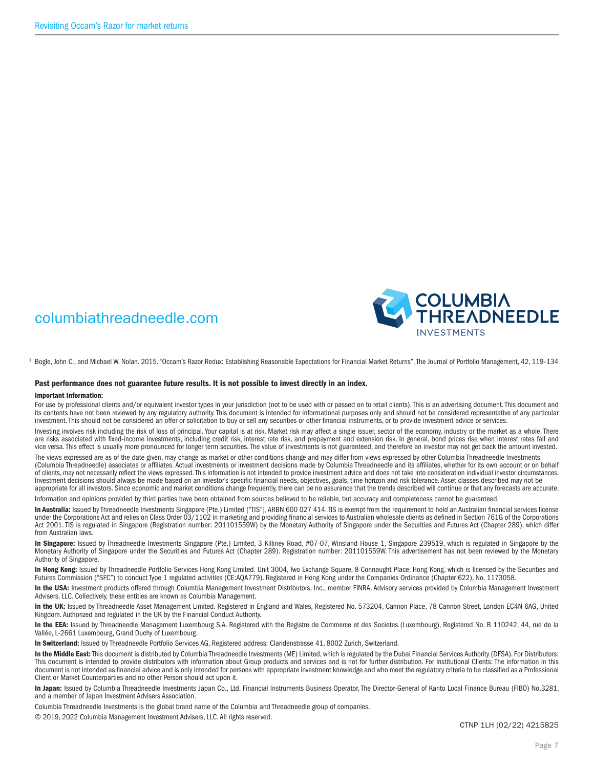columbiathreadneedle.com

[1] Bogle, John C., and Michael W. Nolan. 2015. "Occam's Razor Redux: Establishing Reasonable Expectations for Financial Market Returns", The Journal of Portfolio Management, 42, 119–134

**Past performance does not guarantee future results. It is not possible to invest directly in an index.**

**Important Information:**

For use by professional clients and/or equivalent investor types in your jurisdiction (not to be used with or passed on to retail clients). This is an advertising document. This document and its contents have not been reviewed by any regulatory authority. This document is intended for informational purposes only and should not be considered representative of any particular investment. This should not be considered an offer or solicitation to buy or sell any securities or other financial instruments, or to provide investment advice or services.

Investing involves risk including the risk of loss of principal. Your capital is at risk. Market risk may affect a single issuer, sector of the economy, industry or the market as a whole. There are risks associated with fixed-income investments, including credit risk, interest rate risk, and prepayment and extension risk. In general, bond prices rise when interest rates fall and vice versa. This effect is usually more pronounced for longer term securities. The value of investments is not guaranteed, and therefore an investor may not get back the amount invested.

The views expressed are as of the date given, may change as market or other conditions change and may differ from views expressed by other Columbia Threadneedle Investments (Columbia Threadneedle) associates or affiliates. Actual investments or investment decisions made by Columbia Threadneedle and its affiliates, whether for its own account or on behalf of clients, may not necessarily reflect the views expressed. This information is not intended to provide investment advice and does not take into consideration individual investor circumstances. Investment decisions should always be made based on an investor's specific financial needs, objectives, goals, time horizon and risk tolerance. Asset classes described may not be appropriate for all investors. Since economic and market conditions change frequently, there can be no assurance that the trends described will continue or that any forecasts are accurate.

Information and opinions provided by third parties have been obtained from sources believed to be reliable, but accuracy and completeness cannot be guaranteed.

**In Australia:** Issued by Threadneedle Investments Singapore (Pte.) Limited ["TIS"], ARBN 600 027 414. TIS is exempt from the requirement to hold an Australian financial services license under the Corporations Act and relies on Class Order 03/1102 in marketing and providing financial services to Australian wholesale clients as defined in Section 761G of the Corporations Act 2001. TIS is regulated in Singapore (Registration number: 201101559W) by the Monetary Authority of Singapore under the Securities and Futures Act (Chapter 289), which differ from Australian laws.

**In Singapore:** Issued by Threadneedle Investments Singapore (Pte.) Limited, 3 Killiney Road, #07-07, Winsland House 1, Singapore 239519, which is regulated in Singapore by the Monetary Authority of Singapore under the Securities and Futures Act (Chapter 289). Registration number: 201101559W. This advertisement has not been reviewed by the Monetary Authority of Singapore.

**In Hong Kong:** Issued by Threadneedle Portfolio Services Hong Kong Limited. Unit 3004, Two Exchange Square, 8 Connaught Place, Hong Kong, which is licensed by the Securities and Futures Commission ("SFC") to conduct Type 1 regulated activities (CE:AQA779). Registered in Hong Kong under the Companies Ordinance (Chapter 622), No. 1173058.

**In the USA:** Investment products offered through Columbia Management Investment Distributors, Inc., member FINRA. Advisory services provided by Columbia Management Investment Advisers, LLC. Collectively, these entities are known as Columbia Management.

**In the UK:** Issued by Threadneedle Asset Management Limited. Registered in England and Wales, Registered No. 573204, Cannon Place, 78 Cannon Street, London EC4N 6AG, United Kingdom. Authorized and regulated in the UK by the Financial Conduct Authority.

**In the EEA:** Issued by Threadneedle Management Luxembourg S.A. Registered with the Registre de Commerce et des Societes (Luxembourg), Registered No. B 110242, 44, rue de la Vallée, L-2661 Luxembourg, Grand Duchy of Luxembourg.

**In Switzerland:** Issued by Threadneedle Portfolio Services AG, Registered address: Claridenstrasse 41, 8002 Zurich, Switzerland.

**In the Middle East:** This document is distributed by Columbia Threadneedle Investments (ME) Limited, which is regulated by the Dubai Financial Services Authority (DFSA). For Distributors: This document is intended to provide distributors with information about Group products and services and is not for further distribution. For Institutional Clients: The information in this document is not intended as financial advice and is only intended for persons with appropriate investment knowledge and who meet the regulatory criteria to be classified as a Professional Client or Market Counterparties and no other Person should act upon it.

**In Japan:** Issued by Columbia Threadneedle Investments Japan Co., Ltd. Financial Instruments Business Operator, The Director-General of Kanto Local Finance Bureau (FIBO) No.3281, and a member of Japan Investment Advisers Association.

Columbia Threadneedle Investments is the global brand name of the Columbia and Threadneedle group of companies.

© 2019, 2022 Columbia Management Investment Advisers, LLC. All rights reserved.

CTNP 1LH (02/22) 4215825